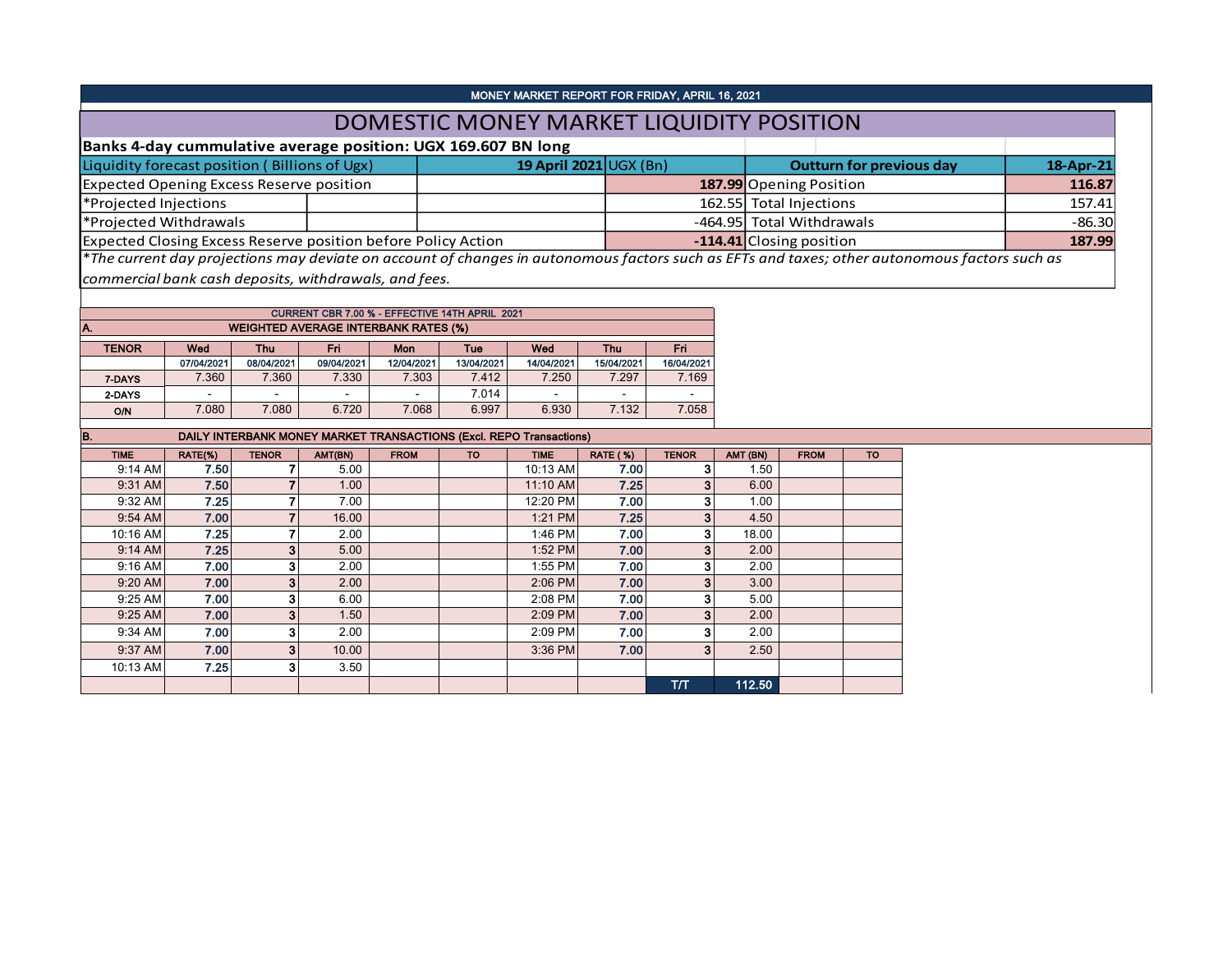MONEY MARKET REPORT FOR FRIDAY, APRIL 16, 2021

# DOMESTIC MONEY MARKET LIQUIDITY POSITION

**Banks 4-day cummulative average position: UGX 169.607 BN long**

| Liquidity forecast position ( Billions of Ugx) | 19 April 2021 UGX (Bn) | Outturn for previous day | 18-Apr-21 |
|---|---|---|---|
| Expected Opening Excess Reserve position | **187.99** | Opening Position | **116.87** |
| *Projected Injections | 162.55 | Total Injections | 157.41 |
| *Projected Withdrawals | -464.95 | Total Withdrawals | -86.30 |
| Expected Closing Excess Reserve position before Policy Action | **-114.41** | Closing position | **187.99** |

*The current day projections may deviate on account of changes in autonomous factors such as EFTs and taxes; other autonomous factors such as commercial bank cash deposits, withdrawals, and fees.

CURRENT CBR 7.00 % - EFFECTIVE 14TH APRIL 2021

**A. WEIGHTED AVERAGE INTERBANK RATES (%)**

| TENOR | Wed | Thu | Fri | Mon | Tue | Wed | Thu | Fri |
|---|---|---|---|---|---|---|---|---|
| | 07/04/2021 | 08/04/2021 | 09/04/2021 | 12/04/2021 | 13/04/2021 | 14/04/2021 | 15/04/2021 | 16/04/2021 |
| 7-DAYS | 7.360 | 7.360 | 7.330 | 7.303 | 7.412 | 7.250 | 7.297 | 7.169 |
| 2-DAYS | - | - | - | - | 7.014 | - | - | - |
| O/N | 7.080 | 7.080 | 6.720 | 7.068 | 6.997 | 6.930 | 7.132 | 7.058 |

**B. DAILY INTERBANK MONEY MARKET TRANSACTIONS (Excl. REPO Transactions)**

| TIME | RATE(%) | TENOR | AMT(BN) | FROM | TO | TIME | RATE ( %) | TENOR | AMT (BN) | FROM | TO |
|---|---|---|---|---|---|---|---|---|---|---|---|
| 9:14 AM | 7.50 | 7 | 5.00 | | | 10:13 AM | 7.00 | 3 | 1.50 | | |
| 9:31 AM | 7.50 | 7 | 1.00 | | | 11:10 AM | 7.25 | 3 | 6.00 | | |
| 9:32 AM | 7.25 | 7 | 7.00 | | | 12:20 PM | 7.00 | 3 | 1.00 | | |
| 9:54 AM | 7.00 | 7 | 16.00 | | | 1:21 PM | 7.25 | 3 | 4.50 | | |
| 10:16 AM | 7.25 | 7 | 2.00 | | | 1:46 PM | 7.00 | 3 | 18.00 | | |
| 9:14 AM | 7.25 | 3 | 5.00 | | | 1:52 PM | 7.00 | 3 | 2.00 | | |
| 9:16 AM | 7.00 | 3 | 2.00 | | | 1:55 PM | 7.00 | 3 | 2.00 | | |
| 9:20 AM | 7.00 | 3 | 2.00 | | | 2:06 PM | 7.00 | 3 | 3.00 | | |
| 9:25 AM | 7.00 | 3 | 6.00 | | | 2:08 PM | 7.00 | 3 | 5.00 | | |
| 9:25 AM | 7.00 | 3 | 1.50 | | | 2:09 PM | 7.00 | 3 | 2.00 | | |
| 9:34 AM | 7.00 | 3 | 2.00 | | | 2:09 PM | 7.00 | 3 | 2.00 | | |
| 9:37 AM | 7.00 | 3 | 10.00 | | | 3:36 PM | 7.00 | 3 | 2.50 | | |
| 10:13 AM | 7.25 | 3 | 3.50 | | | | | | | | |
| | | | | | | | | T/T | 112.50 | | |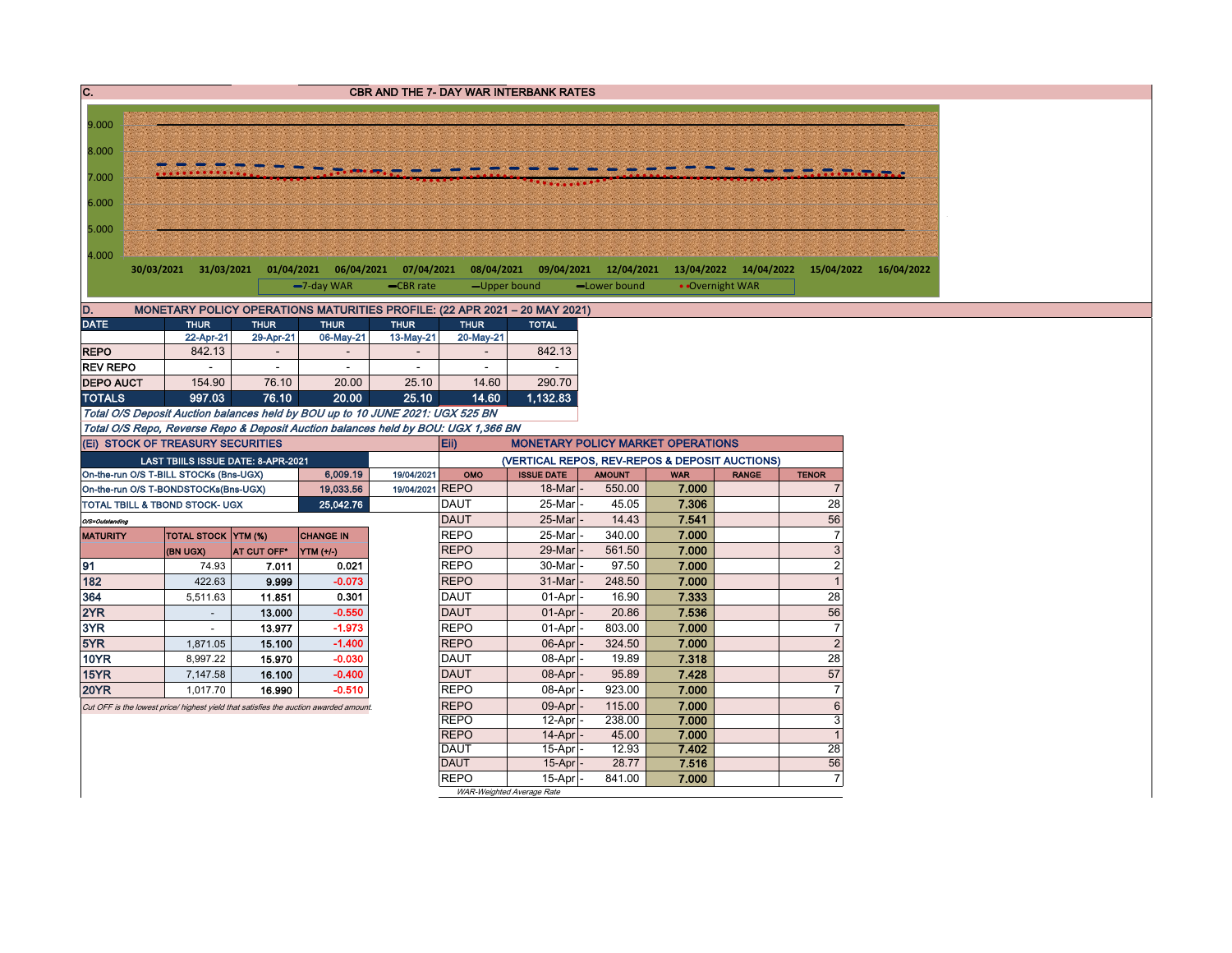## C. CBR AND THE 7- DAY WAR INTERBANK RATES

Legend: 7-day WAR, CBR rate, Upper bound, Lower bound, Overnight WAR

Y-axis: 4.000, 5.000, 6.000, 7.000, 8.000, 9.000

X-axis: 30/03/2021, 31/03/2021, 01/04/2021, 06/04/2021, 07/04/2021, 08/04/2021, 09/04/2021, 12/04/2021, 13/04/2022, 14/04/2022, 15/04/2022, 16/04/2022

## D. MONETARY POLICY OPERATIONS MATURITIES PROFILE: (22 APR 2021 – 20 MAY 2021)

| DATE | THUR | THUR | THUR | THUR | THUR | TOTAL |
|---|---|---|---|---|---|---|
| | 22-Apr-21 | 29-Apr-21 | 06-May-21 | 13-May-21 | 20-May-21 | |
| REPO | 842.13 | - | - | - | - | 842.13 |
| REV REPO | - | - | - | - | - | - |
| DEPO AUCT | 154.90 | 76.10 | 20.00 | 25.10 | 14.60 | 290.70 |
| **TOTALS** | **997.03** | **76.10** | **20.00** | **25.10** | **14.60** | **1,132.83** |

*Total O/S Deposit Auction balances held by BOU up to 10 JUNE 2021: UGX 525 BN*

*Total O/S Repo, Reverse Repo & Deposit Auction balances held by BOU: UGX 1,366 BN*

## (Ei) STOCK OF TREASURY SECURITIES

| LAST TBIILS ISSUE DATE: 8-APR-2021 | | |
|---|---|---|
| On-the-run O/S T-BILL STOCKs (Bns-UGX) | 6,009.19 | 19/04/2021 |
| On-the-run O/S T-BONDSTOCKs(Bns-UGX) | 19,033.56 | 19/04/2021 |
| TOTAL TBILL & TBOND STOCK- UGX | 25,042.76 | |

O/S=Outstanding

| MATURITY | TOTAL STOCK (BN UGX) | YTM (%) AT CUT OFF* | CHANGE IN YTM (+/-) |
|---|---|---|---|
| 91 | 74.93 | 7.011 | 0.021 |
| 182 | 422.63 | 9.999 | -0.073 |
| 364 | 5,511.63 | 11.851 | 0.301 |
| 2YR | - | 13.000 | -0.550 |
| 3YR | - | 13.977 | -1.973 |
| 5YR | 1,871.05 | 15.100 | -1.400 |
| 10YR | 8,997.22 | 15.970 | -0.030 |
| 15YR | 7,147.58 | 16.100 | -0.400 |
| 20YR | 1,017.70 | 16.990 | -0.510 |

*Cut OFF is the lowest price/ highest yield that satisfies the auction awarded amount.*

## (Eii) MONETARY POLICY MARKET OPERATIONS

(VERTICAL REPOS, REV-REPOS & DEPOSIT AUCTIONS)

| OMO | ISSUE DATE | AMOUNT | WAR | RANGE | TENOR |
|---|---|---|---|---|---|
| REPO | 18-Mar | 550.00 | 7.000 | | 7 |
| DAUT | 25-Mar | 45.05 | 7.306 | | 28 |
| DAUT | 25-Mar | 14.43 | 7.541 | | 56 |
| REPO | 25-Mar | 340.00 | 7.000 | | 7 |
| REPO | 29-Mar | 561.50 | 7.000 | | 3 |
| REPO | 30-Mar | 97.50 | 7.000 | | 2 |
| REPO | 31-Mar | 248.50 | 7.000 | | 1 |
| DAUT | 01-Apr | 16.90 | 7.333 | | 28 |
| DAUT | 01-Apr | 20.86 | 7.536 | | 56 |
| REPO | 01-Apr | 803.00 | 7.000 | | 7 |
| REPO | 06-Apr | 324.50 | 7.000 | | 2 |
| DAUT | 08-Apr | 19.89 | 7.318 | | 28 |
| DAUT | 08-Apr | 95.89 | 7.428 | | 57 |
| REPO | 08-Apr | 923.00 | 7.000 | | 7 |
| REPO | 09-Apr | 115.00 | 7.000 | | 6 |
| REPO | 12-Apr | 238.00 | 7.000 | | 3 |
| REPO | 14-Apr | 45.00 | 7.000 | | 1 |
| DAUT | 15-Apr | 12.93 | 7.402 | | 28 |
| DAUT | 15-Apr | 28.77 | 7.516 | | 56 |
| REPO | 15-Apr | 841.00 | 7.000 | | 7 |

*WAR-Weighted Average Rate*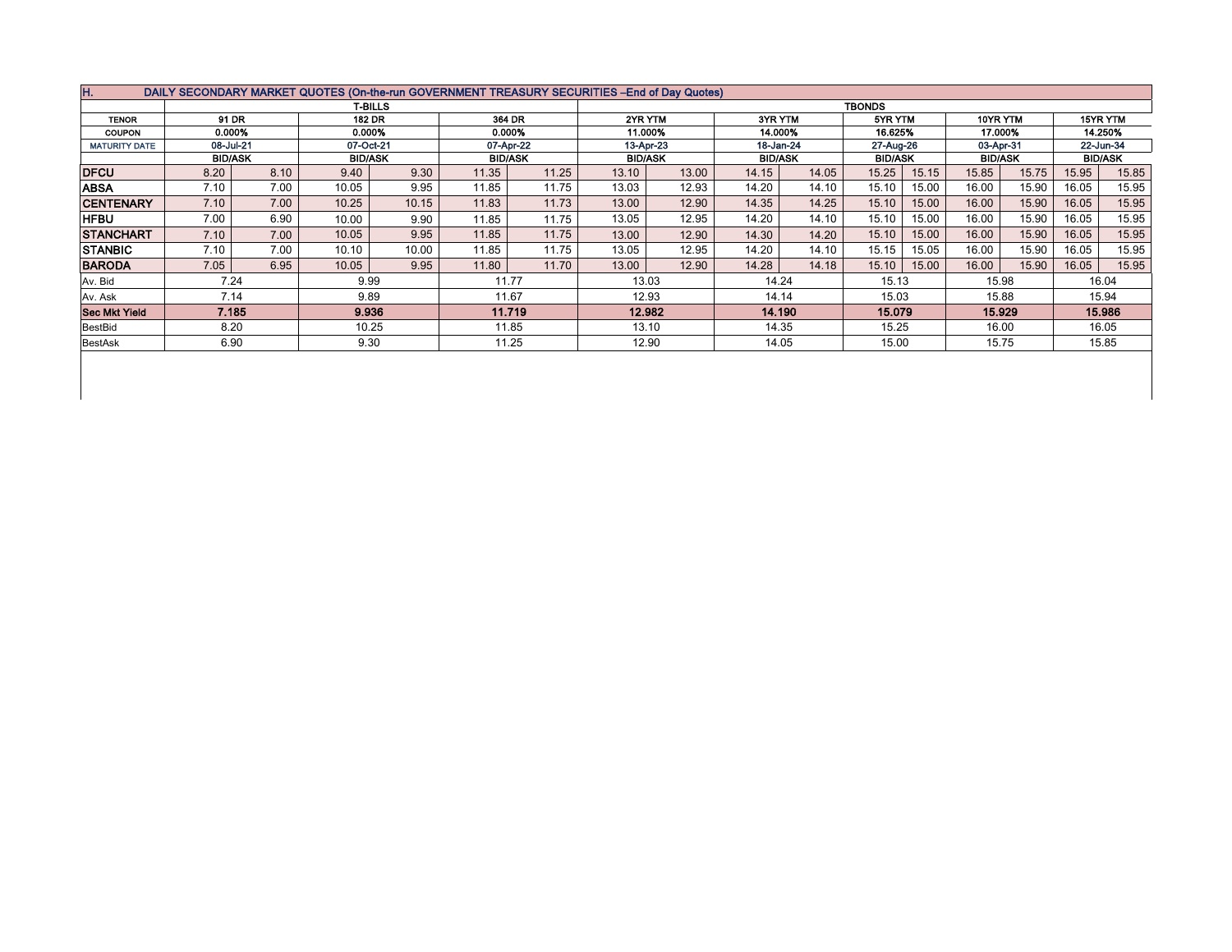| H. | DAILY SECONDARY MARKET QUOTES (On-the-run GOVERNMENT TREASURY SECURITIES –End of Day Quotes) | | | | | | | | | | | | | | | |
|---|---|---|---|---|---|---|---|---|---|---|---|---|---|---|---|---|
| | T-BILLS | | | | | | TBONDS | | | | | | | | | |
| TENOR | 91 DR | | 182 DR | | 364 DR | | 2YR YTM | | 3YR YTM | | 5YR YTM | | 10YR YTM | | 15YR YTM | |
| COUPON | 0.000% | | 0.000% | | 0.000% | | 11.000% | | 14.000% | | 16.625% | | 17.000% | | 14.250% | |
| MATURITY DATE | 08-Jul-21 | | 07-Oct-21 | | 07-Apr-22 | | 13-Apr-23 | | 18-Jan-24 | | 27-Aug-26 | | 03-Apr-31 | | 22-Jun-34 | |
| | BID/ASK | | BID/ASK | | BID/ASK | | BID/ASK | | BID/ASK | | BID/ASK | | BID/ASK | | BID/ASK | |
| **DFCU** | 8.20 | 8.10 | 9.40 | 9.30 | 11.35 | 11.25 | 13.10 | 13.00 | 14.15 | 14.05 | 15.25 | 15.15 | 15.85 | 15.75 | 15.95 | 15.85 |
| **ABSA** | 7.10 | 7.00 | 10.05 | 9.95 | 11.85 | 11.75 | 13.03 | 12.93 | 14.20 | 14.10 | 15.10 | 15.00 | 16.00 | 15.90 | 16.05 | 15.95 |
| **CENTENARY** | 7.10 | 7.00 | 10.25 | 10.15 | 11.83 | 11.73 | 13.00 | 12.90 | 14.35 | 14.25 | 15.10 | 15.00 | 16.00 | 15.90 | 16.05 | 15.95 |
| **HFBU** | 7.00 | 6.90 | 10.00 | 9.90 | 11.85 | 11.75 | 13.05 | 12.95 | 14.20 | 14.10 | 15.10 | 15.00 | 16.00 | 15.90 | 16.05 | 15.95 |
| **STANCHART** | 7.10 | 7.00 | 10.05 | 9.95 | 11.85 | 11.75 | 13.00 | 12.90 | 14.30 | 14.20 | 15.10 | 15.00 | 16.00 | 15.90 | 16.05 | 15.95 |
| **STANBIC** | 7.10 | 7.00 | 10.10 | 10.00 | 11.85 | 11.75 | 13.05 | 12.95 | 14.20 | 14.10 | 15.15 | 15.05 | 16.00 | 15.90 | 16.05 | 15.95 |
| **BARODA** | 7.05 | 6.95 | 10.05 | 9.95 | 11.80 | 11.70 | 13.00 | 12.90 | 14.28 | 14.18 | 15.10 | 15.00 | 16.00 | 15.90 | 16.05 | 15.95 |
| Av. Bid | 7.24 | | 9.99 | | 11.77 | | 13.03 | | 14.24 | | 15.13 | | 15.98 | | 16.04 | |
| Av. Ask | 7.14 | | 9.89 | | 11.67 | | 12.93 | | 14.14 | | 15.03 | | 15.88 | | 15.94 | |
| **Sec Mkt Yield** | **7.185** | | **9.936** | | **11.719** | | **12.982** | | **14.190** | | **15.079** | | **15.929** | | **15.986** | |
| BestBid | 8.20 | | 10.25 | | 11.85 | | 13.10 | | 14.35 | | 15.25 | | 16.00 | | 16.05 | |
| BestAsk | 6.90 | | 9.30 | | 11.25 | | 12.90 | | 14.05 | | 15.00 | | 15.75 | | 15.85 | |